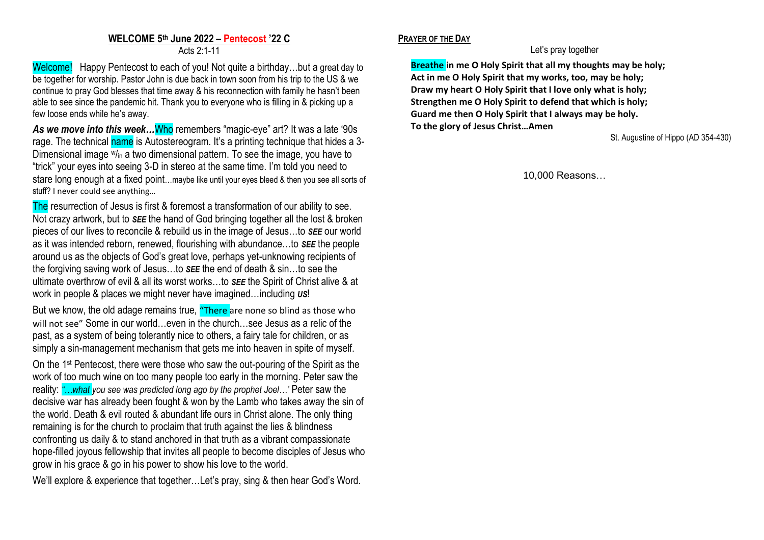## WELCOME 5th June 2022 – Pentecost '22 C

Acts 2:1-11

Welcome! Happy Pentecost to each of you! Not quite a birthday…but a great day to be together for worship. Pastor John is due back in town soon from his trip to the US & we continue to pray God blesses that time away & his reconnection with family he hasn't been able to see since the pandemic hit. Thank you to everyone who is filling in & picking up a few loose ends while he's away.

***As we move into this week…*** Who remembers "magic-eye" art? It was a late '90s rage. The technical name is Autostereogram. It's a printing technique that hides a 3-Dimensional image w/in a two dimensional pattern. To see the image, you have to "trick" your eyes into seeing 3-D in stereo at the same time. I'm told you need to stare long enough at a fixed point…maybe like until your eyes bleed & then you see all sorts of stuff? I never could see anything…

The resurrection of Jesus is first & foremost a transformation of our ability to see. Not crazy artwork, but to ***SEE*** the hand of God bringing together all the lost & broken pieces of our lives to reconcile & rebuild us in the image of Jesus…to ***SEE*** our world as it was intended reborn, renewed, flourishing with abundance…to ***SEE*** the people around us as the objects of God's great love, perhaps yet-unknowing recipients of the forgiving saving work of Jesus…to ***SEE*** the end of death & sin…to see the ultimate overthrow of evil & all its worst works…to ***SEE*** the Spirit of Christ alive & at work in people & places we might never have imagined…including ***US***!

But we know, the old adage remains true, "There are none so blind as those who will not see" Some in our world…even in the church…see Jesus as a relic of the past, as a system of being tolerantly nice to others, a fairy tale for children, or as simply a sin-management mechanism that gets me into heaven in spite of myself.

On the 1st Pentecost, there were those who saw the out-pouring of the Spirit as the work of too much wine on too many people too early in the morning. Peter saw the reality: *"…what you see was predicted long ago by the prophet Joel…'* Peter saw the decisive war has already been fought & won by the Lamb who takes away the sin of the world. Death & evil routed & abundant life ours in Christ alone. The only thing remaining is for the church to proclaim that truth against the lies & blindness confronting us daily & to stand anchored in that truth as a vibrant compassionate hope-filled joyous fellowship that invites all people to become disciples of Jesus who grow in his grace & go in his power to show his love to the world.

We'll explore & experience that together…Let's pray, sing & then hear God's Word.

**PRAYER OF THE DAY**

Let's pray together

**Breathe in me O Holy Spirit that all my thoughts may be holy;**
**Act in me O Holy Spirit that my works, too, may be holy;**
**Draw my heart O Holy Spirit that I love only what is holy;**
**Strengthen me O Holy Spirit to defend that which is holy;**
**Guard me then O Holy Spirit that I always may be holy.**
**To the glory of Jesus Christ…Amen**

St. Augustine of Hippo (AD 354-430)

10,000 Reasons…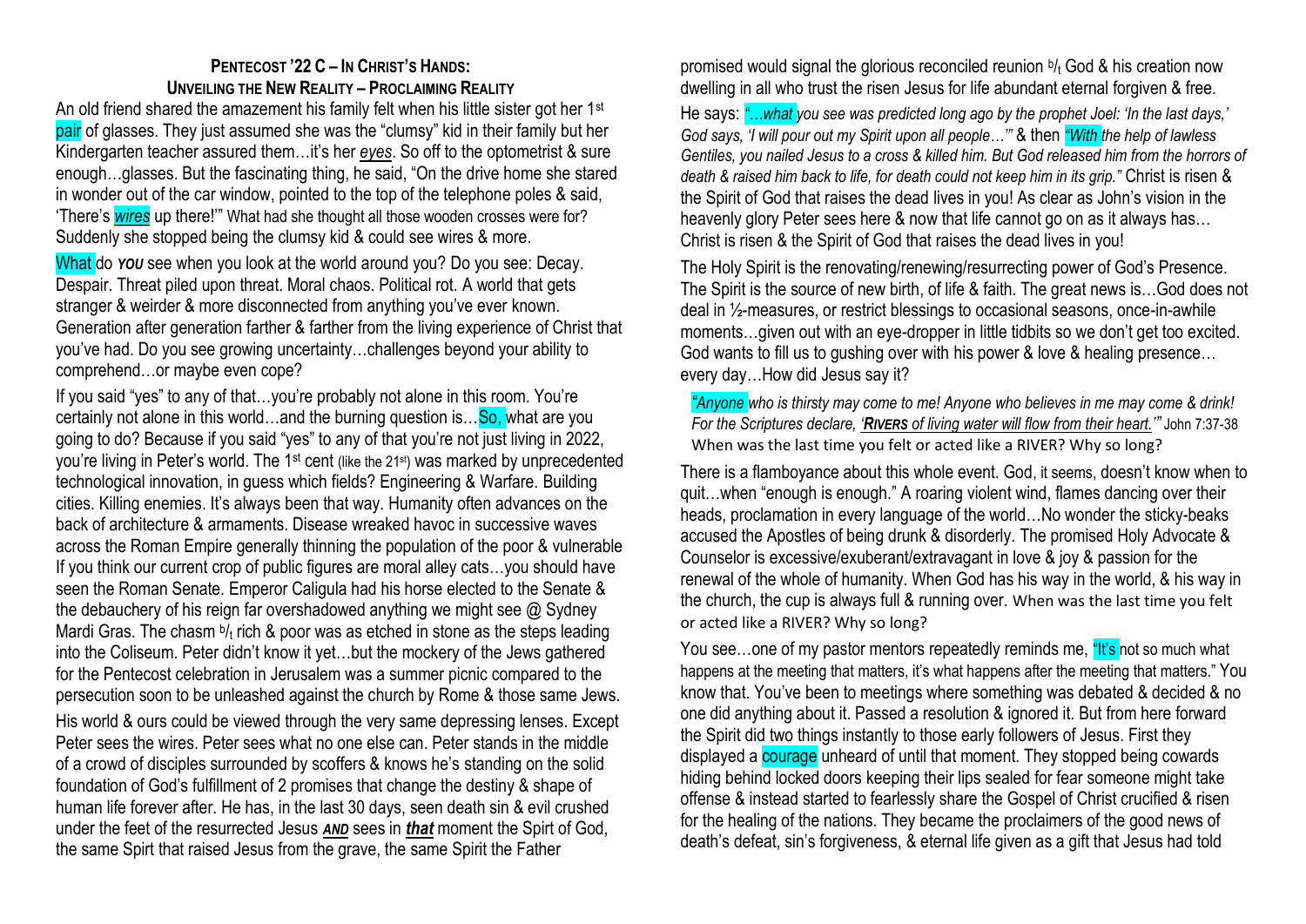## PENTECOST '22 C – IN CHRIST'S HANDS: UNVEILING THE NEW REALITY – PROCLAIMING REALITY

An old friend shared the amazement his family felt when his little sister got her 1st pair of glasses. They just assumed she was the "clumsy" kid in their family but her Kindergarten teacher assured them…it's her *eyes*. So off to the optometrist & sure enough…glasses. But the fascinating thing, he said, "On the drive home she stared in wonder out of the car window, pointed to the top of the telephone poles & said, 'There's ***wires*** up there!'" What had she thought all those wooden crosses were for? Suddenly she stopped being the clumsy kid & could see wires & more.

What do ***YOU*** see when you look at the world around you? Do you see: Decay. Despair. Threat piled upon threat. Moral chaos. Political rot. A world that gets stranger & weirder & more disconnected from anything you've ever known. Generation after generation farther & farther from the living experience of Christ that you've had. Do you see growing uncertainty…challenges beyond your ability to comprehend…or maybe even cope?

If you said "yes" to any of that…you're probably not alone in this room. You're certainly not alone in this world…and the burning question is…So, what are you going to do? Because if you said "yes" to any of that you're not just living in 2022, you're living in Peter's world. The 1st cent (like the 21st) was marked by unprecedented technological innovation, in guess which fields? Engineering & Warfare. Building cities. Killing enemies. It's always been that way. Humanity often advances on the back of architecture & armaments. Disease wreaked havoc in successive waves across the Roman Empire generally thinning the population of the poor & vulnerable If you think our current crop of public figures are moral alley cats…you should have seen the Roman Senate. Emperor Caligula had his horse elected to the Senate & the debauchery of his reign far overshadowed anything we might see @ Sydney Mardi Gras. The chasm b/t rich & poor was as etched in stone as the steps leading into the Coliseum. Peter didn't know it yet…but the mockery of the Jews gathered for the Pentecost celebration in Jerusalem was a summer picnic compared to the persecution soon to be unleashed against the church by Rome & those same Jews.

His world & ours could be viewed through the very same depressing lenses. Except Peter sees the wires. Peter sees what no one else can. Peter stands in the middle of a crowd of disciples surrounded by scoffers & knows he's standing on the solid foundation of God's fulfillment of 2 promises that change the destiny & shape of human life forever after. He has, in the last 30 days, seen death sin & evil crushed under the feet of the resurrected Jesus ***AND*** sees in ***that*** moment the Spirt of God, the same Spirt that raised Jesus from the grave, the same Spirit the Father promised would signal the glorious reconciled reunion b/t God & his creation now dwelling in all who trust the risen Jesus for life abundant eternal forgiven & free.

He says: *"…what you see was predicted long ago by the prophet Joel: 'In the last days,' God says, 'I will pour out my Spirit upon all people…'"* & then *"With the help of lawless Gentiles, you nailed Jesus to a cross & killed him. But God released him from the horrors of death & raised him back to life, for death could not keep him in its grip."* Christ is risen & the Spirit of God that raises the dead lives in you! As clear as John's vision in the heavenly glory Peter sees here & now that life cannot go on as it always has… Christ is risen & the Spirit of God that raises the dead lives in you!

The Holy Spirit is the renovating/renewing/resurrecting power of God's Presence. The Spirit is the source of new birth, of life & faith. The great news is…God does not deal in ½-measures, or restrict blessings to occasional seasons, once-in-awhile moments…given out with an eye-dropper in little tidbits so we don't get too excited. God wants to fill us to gushing over with his power & love & healing presence… every day…How did Jesus say it?

> *"Anyone who is thirsty may come to me! Anyone who believes in me may come & drink! For the Scriptures declare, '**RIVERS** of living water will flow from their heart.'"* John 7:37-38
> When was the last time you felt or acted like a RIVER? Why so long?

There is a flamboyance about this whole event. God, it seems, doesn't know when to quit…when "enough is enough." A roaring violent wind, flames dancing over their heads, proclamation in every language of the world…No wonder the sticky-beaks accused the Apostles of being drunk & disorderly. The promised Holy Advocate & Counselor is excessive/exuberant/extravagant in love & joy & passion for the renewal of the whole of humanity. When God has his way in the world, & his way in the church, the cup is always full & running over. When was the last time you felt or acted like a RIVER? Why so long?

You see…one of my pastor mentors repeatedly reminds me, "It's not so much what happens at the meeting that matters, it's what happens after the meeting that matters." You know that. You've been to meetings where something was debated & decided & no one did anything about it. Passed a resolution & ignored it. But from here forward the Spirit did two things instantly to those early followers of Jesus. First they displayed a courage unheard of until that moment. They stopped being cowards hiding behind locked doors keeping their lips sealed for fear someone might take offense & instead started to fearlessly share the Gospel of Christ crucified & risen for the healing of the nations. They became the proclaimers of the good news of death's defeat, sin's forgiveness, & eternal life given as a gift that Jesus had told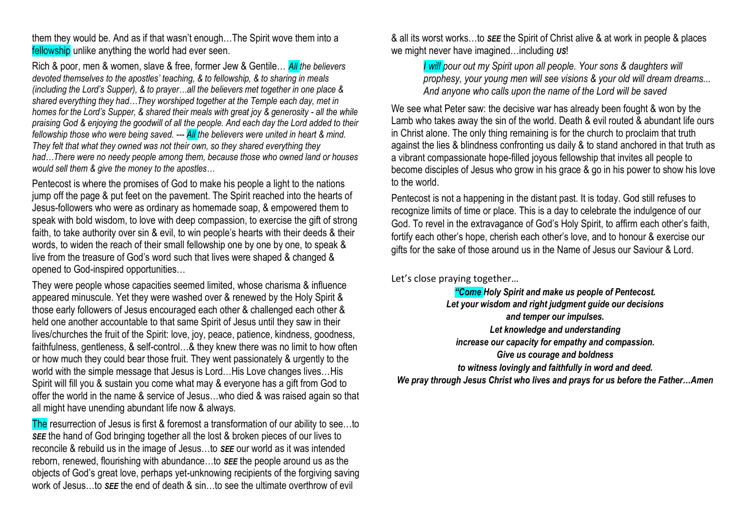them they would be. And as if that wasn't enough…The Spirit wove them into a fellowship unlike anything the world had ever seen.

Rich & poor, men & women, slave & free, former Jew & Gentile… *All the believers devoted themselves to the apostles' teaching, & to fellowship, & to sharing in meals (including the Lord's Supper), & to prayer…all the believers met together in one place & shared everything they had…They worshiped together at the Temple each day, met in homes for the Lord's Supper, & shared their meals with great joy & generosity - all the while praising God & enjoying the goodwill of all the people. And each day the Lord added to their fellowship those who were being saved. --- All the believers were united in heart & mind. They felt that what they owned was not their own, so they shared everything they had…There were no needy people among them, because those who owned land or houses would sell them & give the money to the apostles…*

Pentecost is where the promises of God to make his people a light to the nations jump off the page & put feet on the pavement. The Spirit reached into the hearts of Jesus-followers who were as ordinary as homemade soap, & empowered them to speak with bold wisdom, to love with deep compassion, to exercise the gift of strong faith, to take authority over sin & evil, to win people's hearts with their deeds & their words, to widen the reach of their small fellowship one by one by one, to speak & live from the treasure of God's word such that lives were shaped & changed & opened to God-inspired opportunities…

They were people whose capacities seemed limited, whose charisma & influence appeared minuscule. Yet they were washed over & renewed by the Holy Spirit & those early followers of Jesus encouraged each other & challenged each other & held one another accountable to that same Spirit of Jesus until they saw in their lives/churches the fruit of the Spirit: love, joy, peace, patience, kindness, goodness, faithfulness, gentleness, & self-control…& they knew there was no limit to how often or how much they could bear those fruit. They went passionately & urgently to the world with the simple message that Jesus is Lord…His Love changes lives…His Spirit will fill you & sustain you come what may & everyone has a gift from God to offer the world in the name & service of Jesus…who died & was raised again so that all might have unending abundant life now & always.

The resurrection of Jesus is first & foremost a transformation of our ability to see…to ***SEE*** the hand of God bringing together all the lost & broken pieces of our lives to reconcile & rebuild us in the image of Jesus…to ***SEE*** our world as it was intended reborn, renewed, flourishing with abundance…to ***SEE*** the people around us as the objects of God's great love, perhaps yet-unknowing recipients of the forgiving saving work of Jesus…to ***SEE*** the end of death & sin…to see the ultimate overthrow of evil & all its worst works…to ***SEE*** the Spirit of Christ alive & at work in people & places we might never have imagined…including ***US***!

> *I will pour out my Spirit upon all people. Your sons & daughters will prophesy, your young men will see visions & your old will dream dreams... And anyone who calls upon the name of the Lord will be saved*

We see what Peter saw: the decisive war has already been fought & won by the Lamb who takes away the sin of the world. Death & evil routed & abundant life ours in Christ alone. The only thing remaining is for the church to proclaim that truth against the lies & blindness confronting us daily & to stand anchored in that truth as a vibrant compassionate hope-filled joyous fellowship that invites all people to become disciples of Jesus who grow in his grace & go in his power to show his love to the world.

Pentecost is not a happening in the distant past. It is today. God still refuses to recognize limits of time or place. This is a day to celebrate the indulgence of our God. To revel in the extravagance of God's Holy Spirit, to affirm each other's faith, fortify each other's hope, cherish each other's love, and to honour & exercise our gifts for the sake of those around us in the Name of Jesus our Saviour & Lord.

Let's close praying together…

***"Come Holy Spirit and make us people of Pentecost.***
***Let your wisdom and right judgment guide our decisions***
***and temper our impulses.***
***Let knowledge and understanding***
***increase our capacity for empathy and compassion.***
***Give us courage and boldness***
***to witness lovingly and faithfully in word and deed.***
***We pray through Jesus Christ who lives and prays for us before the Father…Amen***